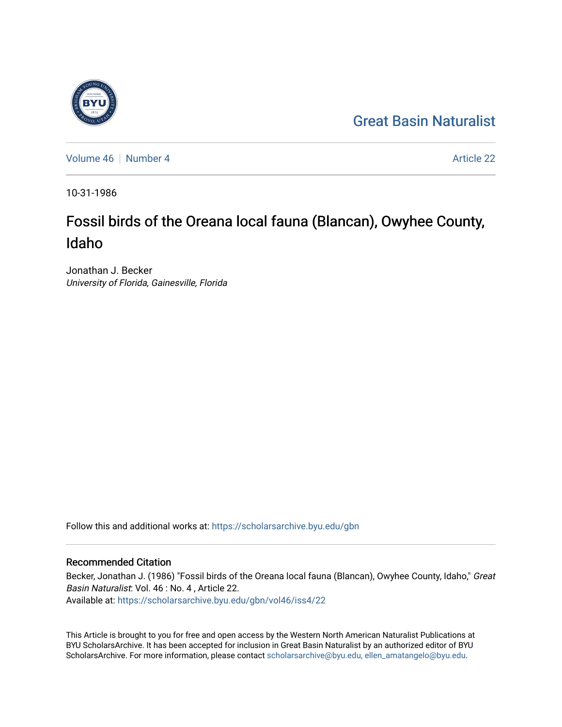Great Basin Naturalist

Volume 46 | Number 4

Article 22

10-31-1986

# Fossil birds of the Oreana local fauna (Blancan), Owyhee County, Idaho

Jonathan J. Becker
*University of Florida, Gainesville, Florida*

Follow this and additional works at: https://scholarsarchive.byu.edu/gbn

## Recommended Citation

Becker, Jonathan J. (1986) "Fossil birds of the Oreana local fauna (Blancan), Owyhee County, Idaho," *Great Basin Naturalist*: Vol. 46 : No. 4 , Article 22.
Available at: https://scholarsarchive.byu.edu/gbn/vol46/iss4/22

This Article is brought to you for free and open access by the Western North American Naturalist Publications at BYU ScholarsArchive. It has been accepted for inclusion in Great Basin Naturalist by an authorized editor of BYU ScholarsArchive. For more information, please contact scholarsarchive@byu.edu, ellen_amatangelo@byu.edu.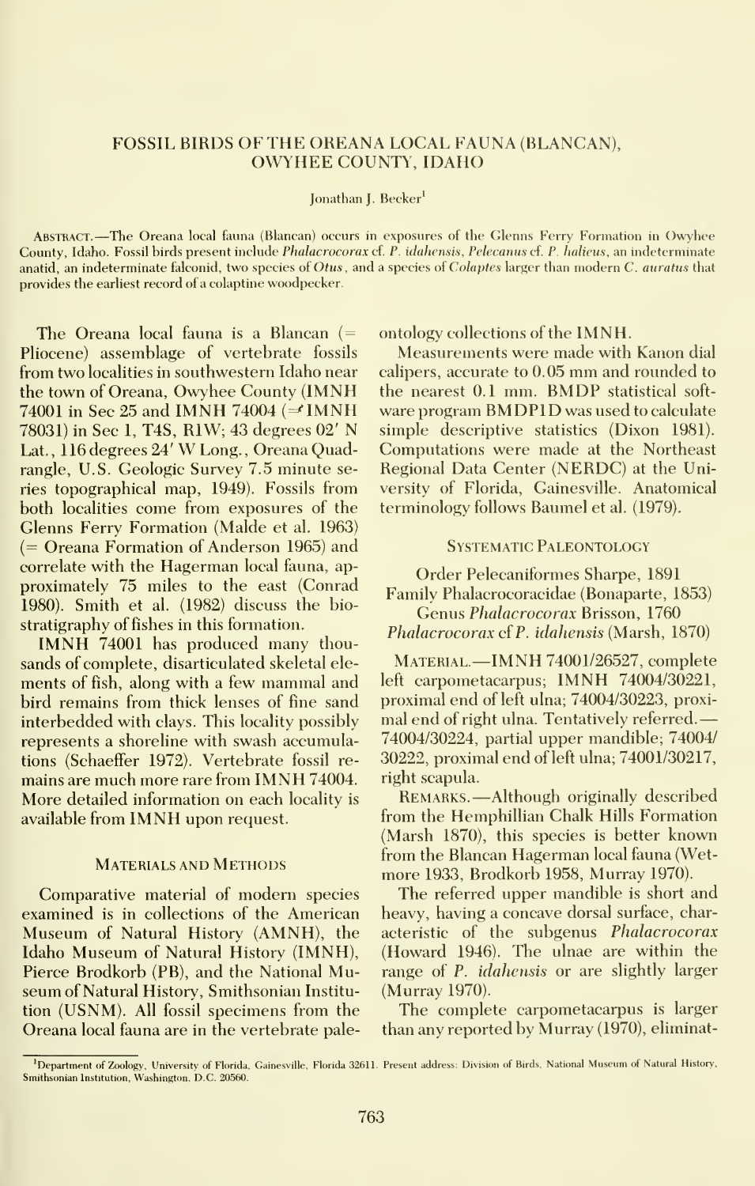# FOSSIL BIRDS OF THE OREANA LOCAL FAUNA (BLANCAN), OWYHEE COUNTY, IDAHO

Jonathan J. Becker[1]

ABSTRACT.—The Oreana local fauna (Blancan) occurs in exposures of the Glenns Ferry Formation in Owyhee County, Idaho. Fossil birds present include *Phalacrocorax* cf. *P. idahensis*, *Pelecanus* cf. *P. halieus*, an indeterminate anatid, an indeterminate falconid, two species of *Otus*, and a species of *Colaptes* larger than modern *C. auratus* that provides the earliest record of a colaptine woodpecker.

The Oreana local fauna is a Blancan (= Pliocene) assemblage of vertebrate fossils from two localities in southwestern Idaho near the town of Oreana, Owyhee County (IMNH 74001 in Sec 25 and IMNH 74004 (≓ IMNH 78031) in Sec 1, T4S, R1W; 43 degrees 02′ N Lat., 116 degrees 24′ W Long., Oreana Quadrangle, U.S. Geologic Survey 7.5 minute series topographical map, 1949). Fossils from both localities come from exposures of the Glenns Ferry Formation (Malde et al. 1963) (= Oreana Formation of Anderson 1965) and correlate with the Hagerman local fauna, approximately 75 miles to the east (Conrad 1980). Smith et al. (1982) discuss the biostratigraphy of fishes in this formation.

IMNH 74001 has produced many thousands of complete, disarticulated skeletal elements of fish, along with a few mammal and bird remains from thick lenses of fine sand interbedded with clays. This locality possibly represents a shoreline with swash accumulations (Schaeffer 1972). Vertebrate fossil remains are much more rare from IMNH 74004. More detailed information on each locality is available from IMNH upon request.

## MATERIALS AND METHODS

Comparative material of modern species examined is in collections of the American Museum of Natural History (AMNH), the Idaho Museum of Natural History (IMNH), Pierce Brodkorb (PB), and the National Museum of Natural History, Smithsonian Institution (USNM). All fossil specimens from the Oreana local fauna are in the vertebrate paleontology collections of the IMNH.

Measurements were made with Kanon dial calipers, accurate to 0.05 mm and rounded to the nearest 0.1 mm. BMDP statistical software program BMDP1D was used to calculate simple descriptive statistics (Dixon 1981). Computations were made at the Northeast Regional Data Center (NERDC) at the University of Florida, Gainesville. Anatomical terminology follows Baumel et al. (1979).

## SYSTEMATIC PALEONTOLOGY

Order Pelecaniformes Sharpe, 1891
Family Phalacrocoracidae (Bonaparte, 1853)
Genus *Phalacrocorax* Brisson, 1760
*Phalacrocorax* cf *P. idahensis* (Marsh, 1870)

MATERIAL.—IMNH 74001/26527, complete left carpometacarpus; IMNH 74004/30221, proximal end of left ulna; 74004/30223, proximal end of right ulna. Tentatively referred.—74004/30224, partial upper mandible; 74004/30222, proximal end of left ulna; 74001/30217, right scapula.

REMARKS.—Although originally described from the Hemphillian Chalk Hills Formation (Marsh 1870), this species is better known from the Blancan Hagerman local fauna (Wetmore 1933, Brodkorb 1958, Murray 1970).

The referred upper mandible is short and heavy, having a concave dorsal surface, characteristic of the subgenus *Phalacrocorax* (Howard 1946). The ulnae are within the range of *P. idahensis* or are slightly larger (Murray 1970).

The complete carpometacarpus is larger than any reported by Murray (1970), eliminat-

[1]Department of Zoology, University of Florida, Gainesville, Florida 32611. Present address: Division of Birds, National Museum of Natural History, Smithsonian Institution, Washington, D.C. 20560.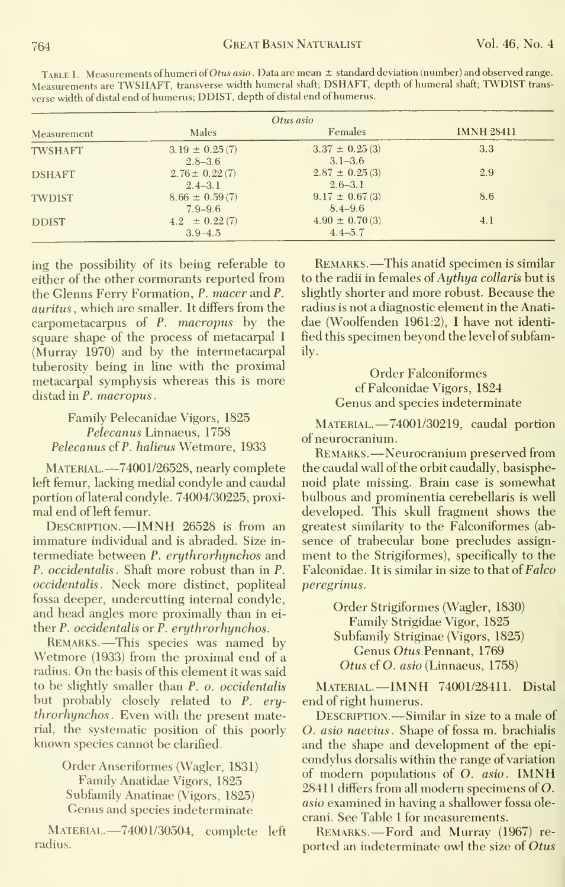TABLE 1. Measurements of humeri of *Otus asio*. Data are mean ± standard deviation (number) and observed range. Measurements are TWSHAFT, transverse width humeral shaft; DSHAFT, depth of humeral shaft; TWDIST transverse width of distal end of humerus; DDIST, depth of distal end of humerus.

| Measurement | *Otus asio* Males | Females | IMNH 28411 |
|---|---|---|---|
| TWSHAFT | 3.19 ± 0.25 (7)<br>2.8–3.6 | 3.37 ± 0.25 (3)<br>3.1–3.6 | 3.3 |
| DSHAFT | 2.76 ± 0.22 (7)<br>2.4–3.1 | 2.87 ± 0.25 (3)<br>2.6–3.1 | 2.9 |
| TWDIST | 8.66 ± 0.59 (7)<br>7.9–9.6 | 9.17 ± 0.67 (3)<br>8.4–9.6 | 8.6 |
| DDIST | 4.2 ± 0.22 (7)<br>3.9–4.5 | 4.90 ± 0.70 (3)<br>4.4–5.7 | 4.1 |

ing the possibility of its being referable to either of the other cormorants reported from the Glenns Ferry Formation, *P. macer* and *P. auritus*, which are smaller. It differs from the carpometacarpus of *P. macropus* by the square shape of the process of metacarpal I (Murray 1970) and by the intermetacarpal tuberosity being in line with the proximal metacarpal symphysis whereas this is more distad in *P. macropus*.

Family Pelecanidae Vigors, 1825
*Pelecanus* Linnaeus, 1758
*Pelecanus* cf *P. halieus* Wetmore, 1933

MATERIAL.—74001/26528, nearly complete left femur, lacking medial condyle and caudal portion of lateral condyle. 74004/30225, proximal end of left femur.

DESCRIPTION.—IMNH 26528 is from an immature individual and is abraded. Size intermediate between *P. erythrorhynchos* and *P. occidentalis*. Shaft more robust than in *P. occidentalis*. Neck more distinct, popliteal fossa deeper, undercutting internal condyle, and head angles more proximally than in either *P. occidentalis* or *P. erythrorhynchos*.

REMARKS.—This species was named by Wetmore (1933) from the proximal end of a radius. On the basis of this element it was said to be slightly smaller than *P. o. occidentalis* but probably closely related to *P. erythrorhynchos*. Even with the present material, the systematic position of this poorly known species cannot be clarified.

Order Anseriformes (Wagler, 1831)
Family Anatidae Vigors, 1825
Subfamily Anatinae (Vigors, 1825)
Genus and species indeterminate

MATERIAL.—74001/30504, complete left radius.

REMARKS.—This anatid specimen is similar to the radii in females of *Aythya collaris* but is slightly shorter and more robust. Because the radius is not a diagnostic element in the Anatidae (Woolfenden 1961:2), I have not identified this specimen beyond the level of subfamily.

Order Falconiformes
cf Falconidae Vigors, 1824
Genus and species indeterminate

MATERIAL.—74001/30219, caudal portion of neurocranium.

REMARKS.—Neurocranium preserved from the caudal wall of the orbit caudally, basisphenoid plate missing. Brain case is somewhat bulbous and prominentia cerebellaris is well developed. This skull fragment shows the greatest similarity to the Falconiformes (absence of trabecular bone precludes assignment to the Strigiformes), specifically to the Falconidae. It is similar in size to that of *Falco peregrinus*.

Order Strigiformes (Wagler, 1830)
Family Strigidae Vigor, 1825
Subfamily Striginae (Vigors, 1825)
Genus *Otus* Pennant, 1769
*Otus* cf *O. asio* (Linnaeus, 1758)

MATERIAL.—IMNH 74001/28411. Distal end of right humerus.

DESCRIPTION.—Similar in size to a male of *O. asio naevius*. Shape of fossa m. brachialis and the shape and development of the epicondylus dorsalis within the range of variation of modern populations of *O. asio*. IMNH 28411 differs from all modern specimens of *O. asio* examined in having a shallower fossa olecrani. See Table 1 for measurements.

REMARKS.—Ford and Murray (1967) reported an indeterminate owl the size of *Otus*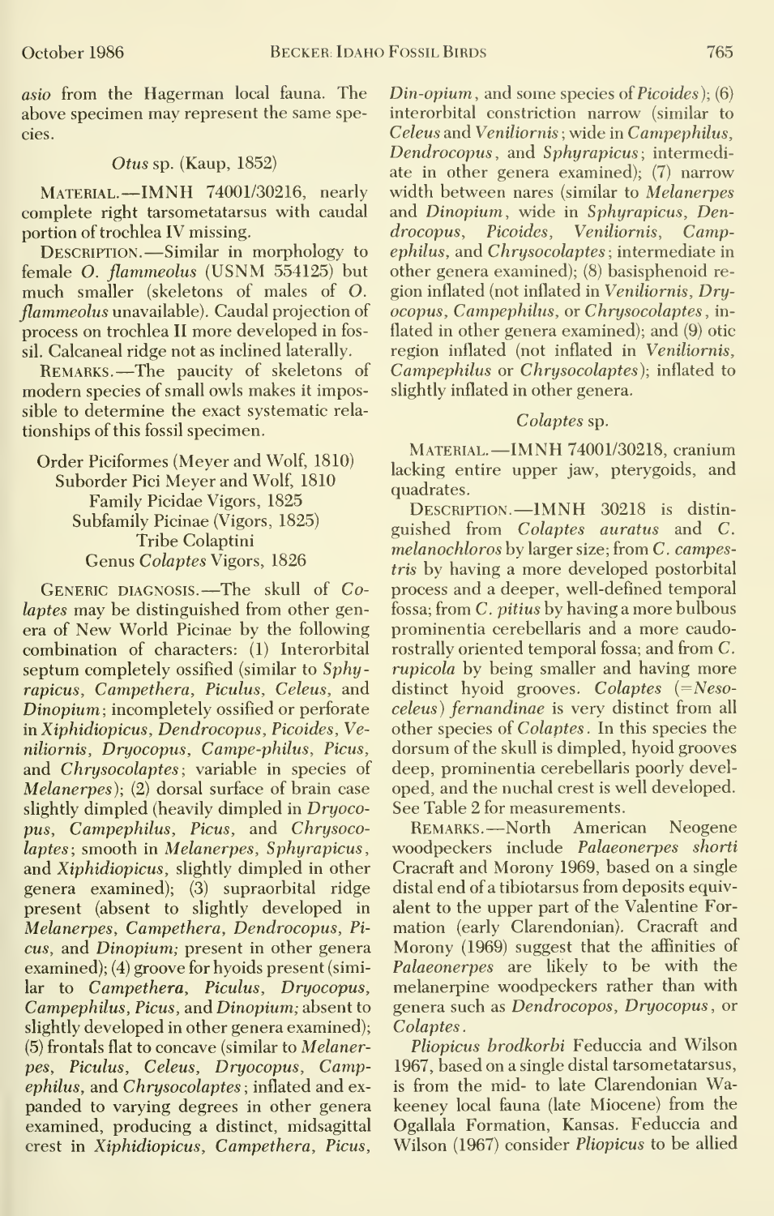*asio* from the Hagerman local fauna. The above specimen may represent the same species.

### *Otus* sp. (Kaup, 1852)

MATERIAL.—IMNH 74001/30216, nearly complete right tarsometatarsus with caudal portion of trochlea IV missing.

DESCRIPTION.—Similar in morphology to female *O. flammeolus* (USNM 554125) but much smaller (skeletons of males of *O. flammeolus* unavailable). Caudal projection of process on trochlea II more developed in fossil. Calcaneal ridge not as inclined laterally.

REMARKS.—The paucity of skeletons of modern species of small owls makes it impossible to determine the exact systematic relationships of this fossil specimen.

Order Piciformes (Meyer and Wolf, 1810)
Suborder Pici Meyer and Wolf, 1810
Family Picidae Vigors, 1825
Subfamily Picinae (Vigors, 1825)
Tribe Colaptini
Genus *Colaptes* Vigors, 1826

GENERIC DIAGNOSIS.—The skull of *Colaptes* may be distinguished from other genera of New World Picinae by the following combination of characters: (1) Interorbital septum completely ossified (similar to *Sphyrapicus*, *Campethera*, *Piculus*, *Celeus*, and *Dinopium*; incompletely ossified or perforate in *Xiphidiopicus*, *Dendrocopus*, *Picoides*, *Veniliornis*, *Dryocopus*, *Campe-philus*, *Picus*, and *Chrysocolaptes*; variable in species of *Melanerpes*); (2) dorsal surface of brain case slightly dimpled (heavily dimpled in *Dryocopus*, *Campephilus*, *Picus*, and *Chrysocolaptes*; smooth in *Melanerpes*, *Sphyrapicus*, and *Xiphidiopicus*, slightly dimpled in other genera examined); (3) supraorbital ridge present (absent to slightly developed in *Melanerpes*, *Campethera*, *Dendrocopus*, *Picus*, and *Dinopium;* present in other genera examined); (4) groove for hyoids present (similar to *Campethera*, *Piculus*, *Dryocopus*, *Campephilus*, *Picus*, and *Dinopium;* absent to slightly developed in other genera examined); (5) frontals flat to concave (similar to *Melanerpes*, *Piculus*, *Celeus*, *Dryocopus*, *Campephilus*, and *Chrysocolaptes*; inflated and expanded to varying degrees in other genera examined, producing a distinct, midsagittal crest in *Xiphidiopicus*, *Campethera*, *Picus*, *Din-opium*, and some species of *Picoides*); (6) interorbital constriction narrow (similar to *Celeus* and *Veniliornis*; wide in *Campephilus*, *Dendrocopus*, and *Sphyrapicus*; intermediate in other genera examined); (7) narrow width between nares (similar to *Melanerpes* and *Dinopium*, wide in *Sphyrapicus*, *Dendrocopus*, *Picoides*, *Veniliornis*, *Campephilus*, and *Chrysocolaptes*; intermediate in other genera examined); (8) basisphenoid region inflated (not inflated in *Veniliornis*, *Dryocopus*, *Campephilus*, or *Chrysocolaptes*, inflated in other genera examined); and (9) otic region inflated (not inflated in *Veniliornis*, *Campephilus* or *Chrysocolaptes*); inflated to slightly inflated in other genera.

### *Colaptes* sp.

MATERIAL.—IMNH 74001/30218, cranium lacking entire upper jaw, pterygoids, and quadrates.

DESCRIPTION.—IMNH 30218 is distinguished from *Colaptes auratus* and *C. melanochloros* by larger size; from *C. campestris* by having a more developed postorbital process and a deeper, well-defined temporal fossa; from *C. pitius* by having a more bulbous prominentia cerebellaris and a more caudorostrally oriented temporal fossa; and from *C. rupicola* by being smaller and having more distinct hyoid grooves. *Colaptes* (=*Nesoceleus*) *fernandinae* is very distinct from all other species of *Colaptes*. In this species the dorsum of the skull is dimpled, hyoid grooves deep, prominentia cerebellaris poorly developed, and the nuchal crest is well developed. See Table 2 for measurements.

REMARKS.—North American Neogene woodpeckers include *Palaeonerpes shorti* Cracraft and Morony 1969, based on a single distal end of a tibiotarsus from deposits equivalent to the upper part of the Valentine Formation (early Clarendonian). Cracraft and Morony (1969) suggest that the affinities of *Palaeonerpes* are likely to be with the melanerpine woodpeckers rather than with genera such as *Dendrocopos*, *Dryocopus*, or *Colaptes*.

*Pliopicus brodkorbi* Feduccia and Wilson 1967, based on a single distal tarsometatarsus, is from the mid- to late Clarendonian Wakeeney local fauna (late Miocene) from the Ogallala Formation, Kansas. Feduccia and Wilson (1967) consider *Pliopicus* to be allied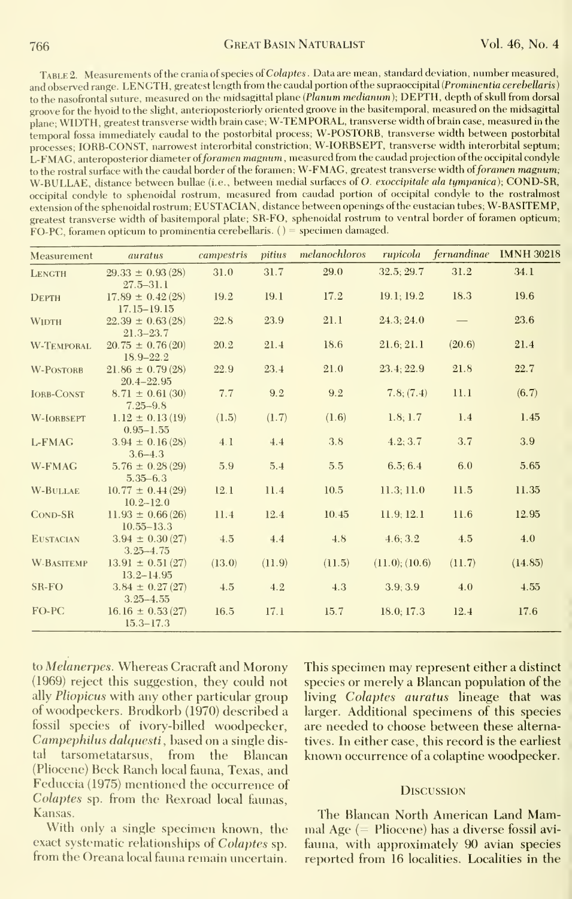TABLE 2. Measurements of the crania of species of *Colaptes*. Data are mean, standard deviation, number measured, and observed range. LENGTH, greatest length from the caudal portion of the supraoccipital (*Prominentia cerebellaris*) to the nasofrontal suture, measured on the midsagittal plane (*Planum medianum*); DEPTH, depth of skull from dorsal groove for the hyoid to the slight, anterioposteriorly oriented groove in the basitemporal, measured on the midsagittal plane; WIDTH, greatest transverse width brain case; W-TEMPORAL, transverse width of brain case, measured in the temporal fossa immediately caudal to the postorbital process; W-POSTORB, transverse width between postorbital processes; IORB-CONST, narrowest interorbital constriction; W-IORBSEPT, transverse width interorbital septum; L-FMAG, anteroposterior diameter of *foramen magnum*, measured from the caudad projection of the occipital condyle to the rostral surface with the caudal border of the foramen; W-FMAG, greatest transverse width of *foramen magnum*; W-BULLAE, distance between bullae (i.e., between medial surfaces of *O. exoccipitale ala tympanica*); COND-SR, occipital condyle to sphenoidal rostrum, measured from caudad portion of occipital condyle to the rostralmost extension of the sphenoidal rostrum; EUSTACIAN, distance between openings of the eustacian tubes; W-BASITEMP, greatest transverse width of basitemporal plate; SR-FO, sphenoidal rostrum to ventral border of foramen opticum; FO-PC, foramen opticum to prominentia cerebellaris. ( ) = specimen damaged.

| Measurement | *auratus* | *campestris* | *pitius* | *melanochloros* | *rupicola* | *fernandinae* | IMNH 30218 |
|---|---|---|---|---|---|---|---|
| LENGTH | 29.33 ± 0.93 (28) 27.5–31.1 | 31.0 | 31.7 | 29.0 | 32.5; 29.7 | 31.2 | 34.1 |
| DEPTH | 17.89 ± 0.42 (28) 17.15–19.15 | 19.2 | 19.1 | 17.2 | 19.1; 19.2 | 18.3 | 19.6 |
| WIDTH | 22.39 ± 0.63 (28) 21.3–23.7 | 22.8 | 23.9 | 21.1 | 24.3; 24.0 | — | 23.6 |
| W-TEMPORAL | 20.75 ± 0.76 (20) 18.9–22.2 | 20.2 | 21.4 | 18.6 | 21.6; 21.1 | (20.6) | 21.4 |
| W-POSTORB | 21.86 ± 0.79 (28) 20.4–22.95 | 22.9 | 23.4 | 21.0 | 23.4; 22.9 | 21.8 | 22.7 |
| IORB-CONST | 8.71 ± 0.61 (30) 7.25–9.8 | 7.7 | 9.2 | 9.2 | 7.8; (7.4) | 11.1 | (6.7) |
| W-IORBSEPT | 1.12 ± 0.13 (19) 0.95–1.55 | (1.5) | (1.7) | (1.6) | 1.8; 1.7 | 1.4 | 1.45 |
| L-FMAG | 3.94 ± 0.16 (28) 3.6–4.3 | 4.1 | 4.4 | 3.8 | 4.2; 3.7 | 3.7 | 3.9 |
| W-FMAG | 5.76 ± 0.28 (29) 5.35–6.3 | 5.9 | 5.4 | 5.5 | 6.5; 6.4 | 6.0 | 5.65 |
| W-BULLAE | 10.77 ± 0.44 (29) 10.2–12.0 | 12.1 | 11.4 | 10.5 | 11.3; 11.0 | 11.5 | 11.35 |
| COND-SR | 11.93 ± 0.66 (26) 10.55–13.3 | 11.4 | 12.4 | 10.45 | 11.9; 12.1 | 11.6 | 12.95 |
| EUSTACIAN | 3.94 ± 0.30 (27) 3.25–4.75 | 4.5 | 4.4 | 4.8 | 4.6; 3.2 | 4.5 | 4.0 |
| W-BASITEMP | 13.91 ± 0.51 (27) 13.2–14.95 | (13.0) | (11.9) | (11.5) | (11.0); (10.6) | (11.7) | (14.85) |
| SR-FO | 3.84 ± 0.27 (27) 3.25–4.55 | 4.5 | 4.2 | 4.3 | 3.9; 3.9 | 4.0 | 4.55 |
| FO-PC | 16.16 ± 0.53 (27) 15.3–17.3 | 16.5 | 17.1 | 15.7 | 18.0; 17.3 | 12.4 | 17.6 |

to *Melanerpes*. Whereas Cracraft and Morony (1969) reject this suggestion, they could not ally *Pliopicus* with any other particular group of woodpeckers. Brodkorb (1970) described a fossil species of ivory-billed woodpecker, *Campephilus dalquesti*, based on a single distal tarsometatarsus, from the Blancan (Pliocene) Beck Ranch local fauna, Texas, and Feduccia (1975) mentioned the occurrence of *Colaptes* sp. from the Rexroad local faunas, Kansas.

With only a single specimen known, the exact systematic relationships of *Colaptes* sp. from the Oreana local fauna remain uncertain. This specimen may represent either a distinct species or merely a Blancan population of the living *Colaptes auratus* lineage that was larger. Additional specimens of this species are needed to choose between these alternatives. In either case, this record is the earliest known occurrence of a colaptine woodpecker.

## DISCUSSION

The Blancan North American Land Mammal Age (= Pliocene) has a diverse fossil avifauna, with approximately 90 avian species reported from 16 localities. Localities in the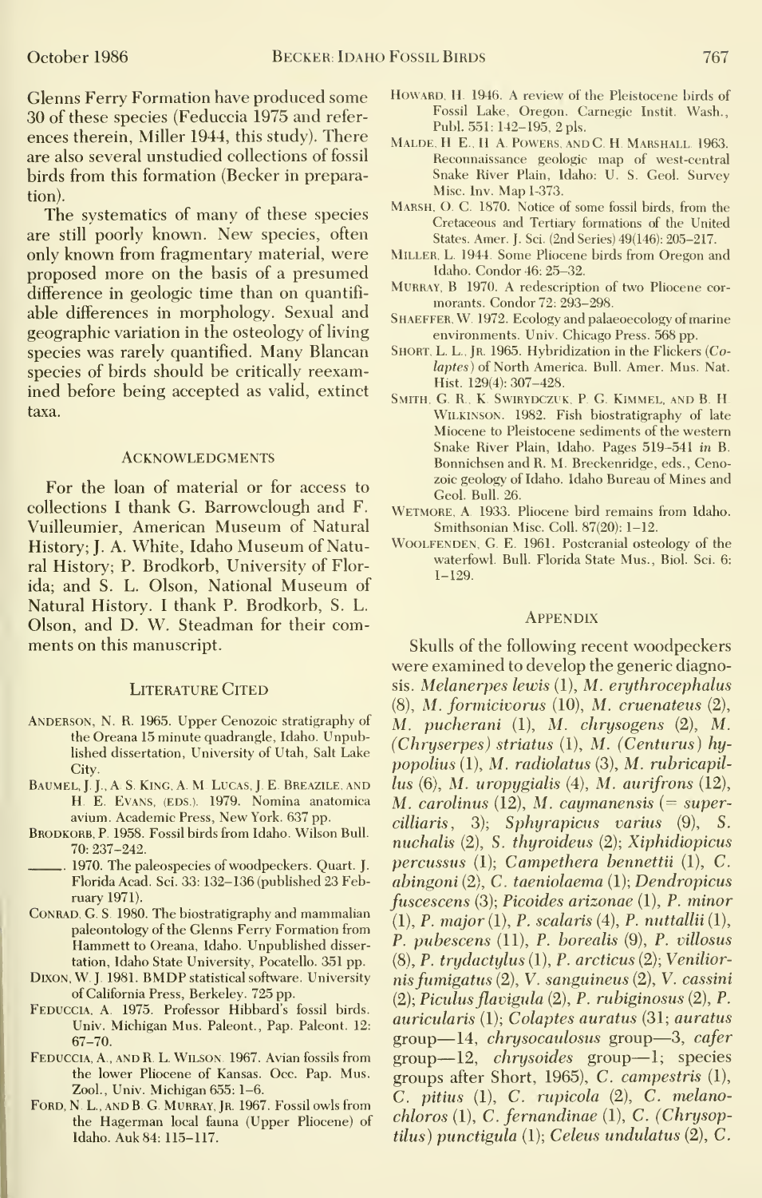Glenns Ferry Formation have produced some 30 of these species (Feduccia 1975 and references therein, Miller 1944, this study). There are also several unstudied collections of fossil birds from this formation (Becker in preparation).

The systematics of many of these species are still poorly known. New species, often only known from fragmentary material, were proposed more on the basis of a presumed difference in geologic time than on quantifiable differences in morphology. Sexual and geographic variation in the osteology of living species was rarely quantified. Many Blancan species of birds should be critically reexamined before being accepted as valid, extinct taxa.

## Acknowledgments

For the loan of material or for access to collections I thank G. Barrowclough and F. Vuilleumier, American Museum of Natural History; J. A. White, Idaho Museum of Natural History; P. Brodkorb, University of Florida; and S. L. Olson, National Museum of Natural History. I thank P. Brodkorb, S. L. Olson, and D. W. Steadman for their comments on this manuscript.

## Literature Cited

Anderson, N. R. 1965. Upper Cenozoic stratigraphy of the Oreana 15 minute quadrangle, Idaho. Unpublished dissertation, University of Utah, Salt Lake City.

Baumel, J. J., A. S. King, A. M. Lucas, J. E. Breazile, and H. E. Evans, (eds.). 1979. Nomina anatomica avium. Academic Press, New York. 637 pp.

Brodkorb, P. 1958. Fossil birds from Idaho. Wilson Bull. 70: 237–242.

———. 1970. The paleospecies of woodpeckers. Quart. J. Florida Acad. Sci. 33: 132–136 (published 23 February 1971).

Conrad, G. S. 1980. The biostratigraphy and mammalian paleontology of the Glenns Ferry Formation from Hammett to Oreana, Idaho. Unpublished dissertation, Idaho State University, Pocatello. 351 pp.

Dixon, W. J. 1981. BMDP statistical software. University of California Press, Berkeley. 725 pp.

Feduccia, A. 1975. Professor Hibbard's fossil birds. Univ. Michigan Mus. Paleont., Pap. Paleont. 12: 67–70.

Feduccia, A., and R. L. Wilson. 1967. Avian fossils from the lower Pliocene of Kansas. Occ. Pap. Mus. Zool., Univ. Michigan 655: 1–6.

Ford, N. L., and B. G. Murray, Jr. 1967. Fossil owls from the Hagerman local fauna (Upper Pliocene) of Idaho. Auk 84: 115–117.

Howard, H. 1946. A review of the Pleistocene birds of Fossil Lake, Oregon. Carnegie Instit. Wash., Publ. 551: 142–195, 2 pls.

Malde, H. E., H. A. Powers, and C. H. Marshall. 1963. Reconnaissance geologic map of west-central Snake River Plain, Idaho: U. S. Geol. Survey Misc. Inv. Map I-373.

Marsh, O. C. 1870. Notice of some fossil birds, from the Cretaceous and Tertiary formations of the United States. Amer. J. Sci. (2nd Series) 49(146): 205–217.

Miller, L. 1944. Some Pliocene birds from Oregon and Idaho. Condor 46: 25–32.

Murray, B. 1970. A redescription of two Pliocene cormorants. Condor 72: 293–298.

Shaeffer, W. 1972. Ecology and palaeoecology of marine environments. Univ. Chicago Press. 568 pp.

Short, L. L., Jr. 1965. Hybridization in the Flickers (*Colaptes*) of North America. Bull. Amer. Mus. Nat. Hist. 129(4): 307–428.

Smith, G. R., K. Swirydczuk, P. G. Kimmel, and B. H. Wilkinson. 1982. Fish biostratigraphy of late Miocene to Pleistocene sediments of the western Snake River Plain, Idaho. Pages 519–541 *in* B. Bonnichsen and R. M. Breckenridge, eds., Cenozoic geology of Idaho. Idaho Bureau of Mines and Geol. Bull. 26.

Wetmore, A. 1933. Pliocene bird remains from Idaho. Smithsonian Misc. Coll. 87(20): 1–12.

Woolfenden, G. E. 1961. Postcranial osteology of the waterfowl. Bull. Florida State Mus., Biol. Sci. 6: 1–129.

## Appendix

Skulls of the following recent woodpeckers were examined to develop the generic diagnosis. *Melanerpes lewis* (1), *M. erythrocephalus* (8), *M. formicivorus* (10), *M. cruenateus* (2), *M. pucherani* (1), *M. chrysogens* (2), *M. (Chryserpes) striatus* (1), *M. (Centurus) hypopolius* (1), *M. radiolatus* (3), *M. rubricapillus* (6), *M. uropygialis* (4), *M. aurifrons* (12), *M. carolinus* (12), *M. caymanensis* (= *supercilliaris*, 3); *Sphyrapicus varius* (9), *S. nuchalis* (2), *S. thyroideus* (2); *Xiphidiopicus percussus* (1); *Campethera bennettii* (1), *C. abingoni* (2), *C. taeniolaema* (1); *Dendropicus fuscescens* (3); *Picoides arizonae* (1), *P. minor* (1), *P. major* (1), *P. scalaris* (4), *P. nuttallii* (1), *P. pubescens* (11), *P. borealis* (9), *P. villosus* (8), *P. trydactylus* (1), *P. arcticus* (2); *Veniliornis fumigatus* (2), *V. sanguineus* (2), *V. cassini* (2); *Piculus flavigula* (2), *P. rubiginosus* (2), *P. auricularis* (1); *Colaptes auratus* (31; *auratus* group—14, *chrysocaulosus* group—3, *cafer* group—12, *chrysoides* group—1; species groups after Short, 1965), *C. campestris* (1), *C. pitius* (1), *C. rupicola* (2), *C. melanochloros* (1), *C. fernandinae* (1), *C. (Chrysoptilus) punctigula* (1); *Celeus undulatus* (2), *C.*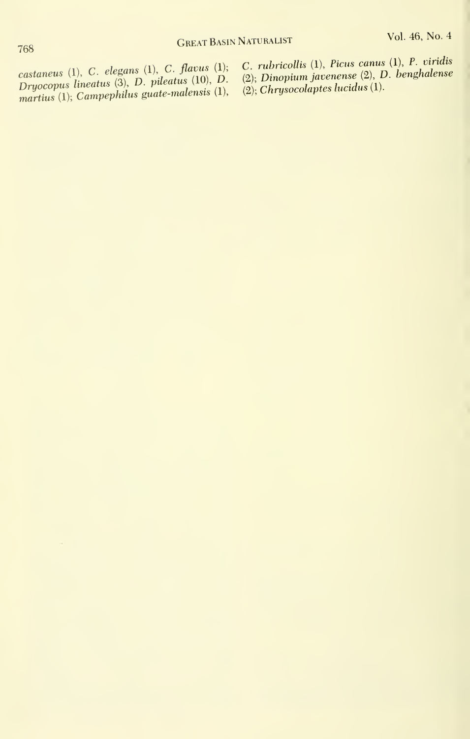*castaneus* (1), *C. elegans* (1), *C. flavus* (1); *Dryocopus lineatus* (3), *D. pileatus* (10), *D. martius* (1); *Campephilus guate-malensis* (1), *C. rubricollis* (1), *Picus canus* (1), *P. viridis* (2); *Dinopium javenense* (2), *D. benghalense* (2); *Chrysocolaptes lucidus* (1).